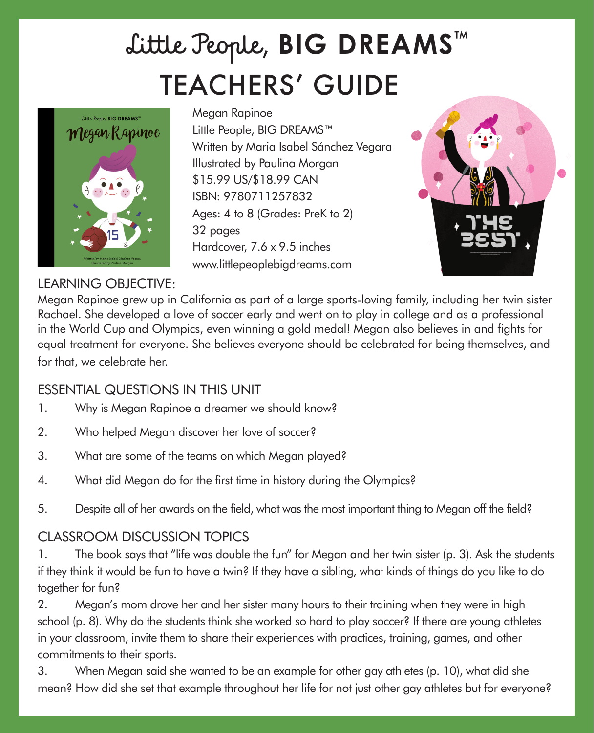# Little People, BIG DREAMS™
# TEACHERS' GUIDE

Megan Rapinoe
Little People, BIG DREAMS™
Written by Maria Isabel Sánchez Vegara
Illustrated by Paulina Morgan
$15.99 US/$18.99 CAN
ISBN: 9780711257832
Ages: 4 to 8 (Grades: PreK to 2)
32 pages
Hardcover, 7.6 x 9.5 inches
www.littlepeoplebigdreams.com

## LEARNING OBJECTIVE:

Megan Rapinoe grew up in California as part of a large sports-loving family, including her twin sister Rachael. She developed a love of soccer early and went on to play in college and as a professional in the World Cup and Olympics, even winning a gold medal! Megan also believes in and fights for equal treatment for everyone. She believes everyone should be celebrated for being themselves, and for that, we celebrate her.

## ESSENTIAL QUESTIONS IN THIS UNIT

1. Why is Megan Rapinoe a dreamer we should know?
2. Who helped Megan discover her love of soccer?
3. What are some of the teams on which Megan played?
4. What did Megan do for the first time in history during the Olympics?
5. Despite all of her awards on the field, what was the most important thing to Megan off the field?

## CLASSROOM DISCUSSION TOPICS

1. The book says that "life was double the fun" for Megan and her twin sister (p. 3). Ask the students if they think it would be fun to have a twin? If they have a sibling, what kinds of things do you like to do together for fun?

2. Megan's mom drove her and her sister many hours to their training when they were in high school (p. 8). Why do the students think she worked so hard to play soccer? If there are young athletes in your classroom, invite them to share their experiences with practices, training, games, and other commitments to their sports.

3. When Megan said she wanted to be an example for other gay athletes (p. 10), what did she mean? How did she set that example throughout her life for not just other gay athletes but for everyone?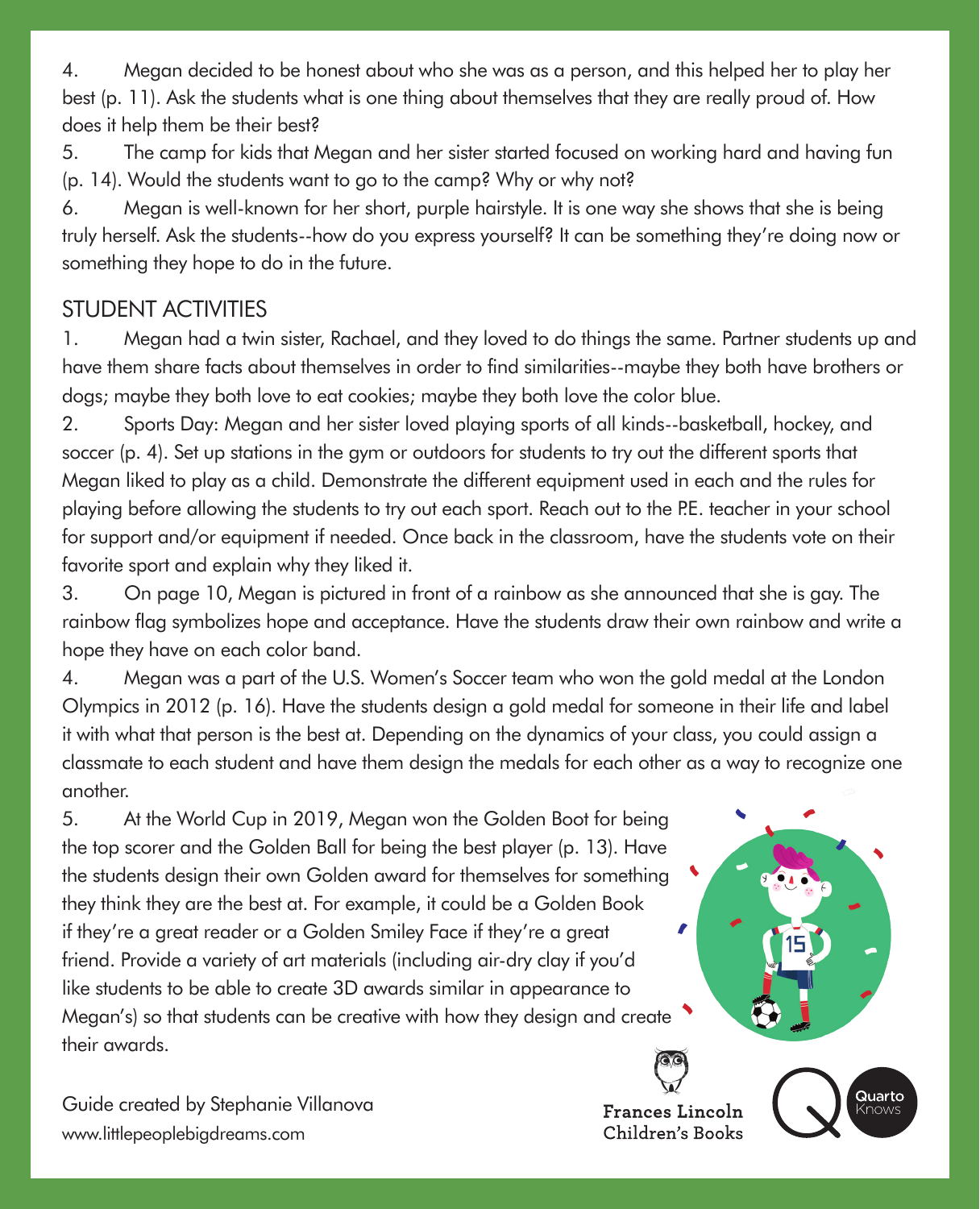4. Megan decided to be honest about who she was as a person, and this helped her to play her best (p. 11). Ask the students what is one thing about themselves that they are really proud of. How does it help them be their best?

5. The camp for kids that Megan and her sister started focused on working hard and having fun (p. 14). Would the students want to go to the camp? Why or why not?

6. Megan is well-known for her short, purple hairstyle. It is one way she shows that she is being truly herself. Ask the students--how do you express yourself? It can be something they're doing now or something they hope to do in the future.

## STUDENT ACTIVITIES

1. Megan had a twin sister, Rachael, and they loved to do things the same. Partner students up and have them share facts about themselves in order to find similarities--maybe they both have brothers or dogs; maybe they both love to eat cookies; maybe they both love the color blue.

2. Sports Day: Megan and her sister loved playing sports of all kinds--basketball, hockey, and soccer (p. 4). Set up stations in the gym or outdoors for students to try out the different sports that Megan liked to play as a child. Demonstrate the different equipment used in each and the rules for playing before allowing the students to try out each sport. Reach out to the P.E. teacher in your school for support and/or equipment if needed. Once back in the classroom, have the students vote on their favorite sport and explain why they liked it.

3. On page 10, Megan is pictured in front of a rainbow as she announced that she is gay. The rainbow flag symbolizes hope and acceptance. Have the students draw their own rainbow and write a hope they have on each color band.

4. Megan was a part of the U.S. Women's Soccer team who won the gold medal at the London Olympics in 2012 (p. 16). Have the students design a gold medal for someone in their life and label it with what that person is the best at. Depending on the dynamics of your class, you could assign a classmate to each student and have them design the medals for each other as a way to recognize one another.

5. At the World Cup in 2019, Megan won the Golden Boot for being the top scorer and the Golden Ball for being the best player (p. 13). Have the students design their own Golden award for themselves for something they think they are the best at. For example, it could be a Golden Book if they're a great reader or a Golden Smiley Face if they're a great friend. Provide a variety of art materials (including air-dry clay if you'd like students to be able to create 3D awards similar in appearance to Megan's) so that students can be creative with how they design and create their awards.

Guide created by Stephanie Villanova
www.littlepeoplebigdreams.com

Frances Lincoln Children's Books

Quarto Knows